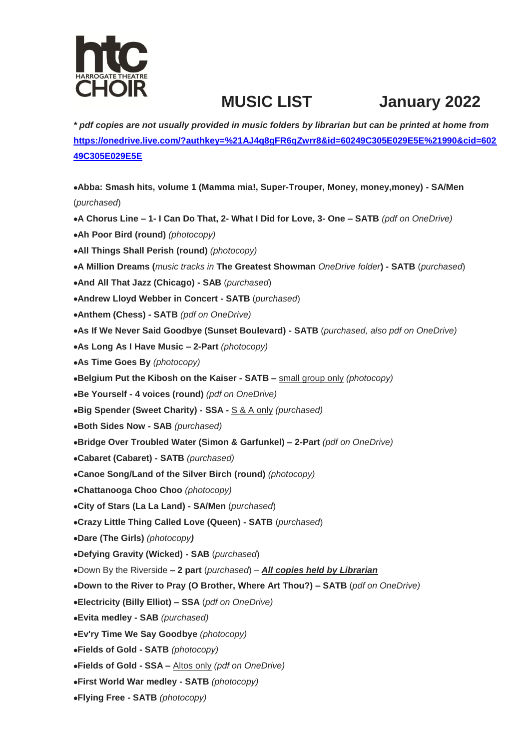HARROGATE THEATRE CHOIR

# MUSIC LIST January 2022

***\* pdf copies are not usually provided in music folders by librarian but can be printed at home from [https://onedrive.live.com/?authkey=%21AJ4q8gFR6qZwrr8&id=60249C305E029E5E%21990&cid=60249C305E029E5E](https://onedrive.live.com/?authkey=%21AJ4q8gFR6qZwrr8&id=60249C305E029E5E%21990&cid=60249C305E029E5E)***

- **Abba: Smash hits, volume 1 (Mamma mia!, Super-Trouper, Money, money,money) - SA/Men** (*purchased*)
- **A Chorus Line – 1- I Can Do That, 2- What I Did for Love, 3- One – SATB** *(pdf on OneDrive)*
- **Ah Poor Bird (round)** *(photocopy)*
- **All Things Shall Perish (round)** *(photocopy)*
- **A Million Dreams (***music tracks in* **The Greatest Showman** *OneDrive folder***) - SATB** (*purchased*)
- **And All That Jazz (Chicago) - SAB** (*purchased*)
- **Andrew Lloyd Webber in Concert - SATB** (*purchased*)
- **Anthem (Chess) - SATB** *(pdf on OneDrive)*
- **As If We Never Said Goodbye (Sunset Boulevard) - SATB** (*purchased, also pdf on OneDrive)*
- **As Long As I Have Music – 2-Part** *(photocopy)*
- **As Time Goes By** *(photocopy)*
- **Belgium Put the Kibosh on the Kaiser - SATB –** small group only *(photocopy)*
- **Be Yourself - 4 voices (round)** *(pdf on OneDrive)*
- **Big Spender (Sweet Charity) - SSA -** S & A only *(purchased)*
- **Both Sides Now - SAB** *(purchased)*
- **Bridge Over Troubled Water (Simon & Garfunkel) – 2-Part** *(pdf on OneDrive)*
- **Cabaret (Cabaret) - SATB** *(purchased)*
- **Canoe Song/Land of the Silver Birch (round)** *(photocopy)*
- **Chattanooga Choo Choo** *(photocopy)*
- **City of Stars (La La Land) - SA/Men** (*purchased*)
- **Crazy Little Thing Called Love (Queen) - SATB** (*purchased*)
- **Dare (The Girls)** *(photocopy)*
- **Defying Gravity (Wicked) - SAB** (*purchased*)
- Down By the Riverside **– 2 part** (*purchased*) – ***All copies held by Librarian***
- **Down to the River to Pray (O Brother, Where Art Thou?) – SATB** (*pdf on OneDrive)*
- **Electricity (Billy Elliot) – SSA** (*pdf on OneDrive)*
- **Evita medley - SAB** *(purchased)*
- **Ev'ry Time We Say Goodbye** *(photocopy)*
- **Fields of Gold - SATB** *(photocopy)*
- **Fields of Gold - SSA –** Altos only *(pdf on OneDrive)*
- **First World War medley - SATB** *(photocopy)*
- **Flying Free - SATB** *(photocopy)*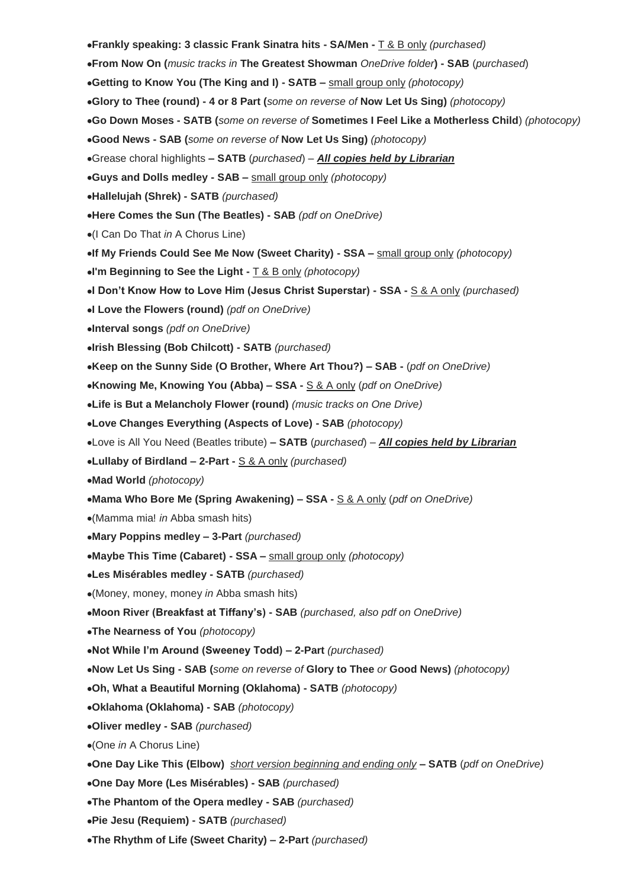- **Frankly speaking: 3 classic Frank Sinatra hits - SA/Men -** T & B only *(purchased)*
- **From Now On (***music tracks in* **The Greatest Showman** *OneDrive folder***) - SAB** (*purchased*)
- **Getting to Know You (The King and I) - SATB –** small group only *(photocopy)*
- **Glory to Thee (round) - 4 or 8 Part (***some on reverse of* **Now Let Us Sing)** *(photocopy)*
- **Go Down Moses - SATB (***some on reverse of* **Sometimes I Feel Like a Motherless Child**) *(photocopy)*
- **Good News - SAB (***some on reverse of* **Now Let Us Sing)** *(photocopy)*
- Grease choral highlights **– SATB** (*purchased*) – ***All copies held by Librarian***
- **Guys and Dolls medley - SAB –** small group only *(photocopy)*
- **Hallelujah (Shrek) - SATB** *(purchased)*
- **Here Comes the Sun (The Beatles) - SAB** *(pdf on OneDrive)*
- (I Can Do That *in* A Chorus Line)
- **If My Friends Could See Me Now (Sweet Charity) - SSA –** small group only *(photocopy)*
- **I'm Beginning to See the Light -** T & B only *(photocopy)*
- **I Don't Know How to Love Him (Jesus Christ Superstar) - SSA -** S & A only *(purchased)*
- **I Love the Flowers (round)** *(pdf on OneDrive)*
- **Interval songs** *(pdf on OneDrive)*
- **Irish Blessing (Bob Chilcott) - SATB** *(purchased)*
- **Keep on the Sunny Side (O Brother, Where Art Thou?) – SAB -** (*pdf on OneDrive)*
- **Knowing Me, Knowing You (Abba) – SSA -** S & A only (*pdf on OneDrive)*
- **Life is But a Melancholy Flower (round)** *(music tracks on One Drive)*
- **Love Changes Everything (Aspects of Love) - SAB** *(photocopy)*
- Love is All You Need (Beatles tribute) **– SATB** (*purchased*) – ***All copies held by Librarian***
- **Lullaby of Birdland – 2-Part -** S & A only *(purchased)*
- **Mad World** *(photocopy)*
- **Mama Who Bore Me (Spring Awakening) – SSA -** S & A only (*pdf on OneDrive)*
- (Mamma mia! *in* Abba smash hits)
- **Mary Poppins medley – 3-Part** *(purchased)*
- **Maybe This Time (Cabaret) - SSA –** small group only *(photocopy)*
- **Les Misérables medley - SATB** *(purchased)*
- (Money, money, money *in* Abba smash hits)
- **Moon River (Breakfast at Tiffany's) - SAB** *(purchased, also pdf on OneDrive)*
- **The Nearness of You** *(photocopy)*
- **Not While I'm Around (Sweeney Todd) – 2-Part** *(purchased)*
- **Now Let Us Sing - SAB (***some on reverse of* **Glory to Thee** *or* **Good News)** *(photocopy)*
- **Oh, What a Beautiful Morning (Oklahoma) - SATB** *(photocopy)*
- **Oklahoma (Oklahoma) - SAB** *(photocopy)*
- **Oliver medley - SAB** *(purchased)*
- (One *in* A Chorus Line)
- **One Day Like This (Elbow)** *short version beginning and ending only* **– SATB** (*pdf on OneDrive)*
- **One Day More (Les Misérables) - SAB** *(purchased)*
- **The Phantom of the Opera medley - SAB** *(purchased)*
- **Pie Jesu (Requiem) - SATB** *(purchased)*
- **The Rhythm of Life (Sweet Charity) – 2-Part** *(purchased)*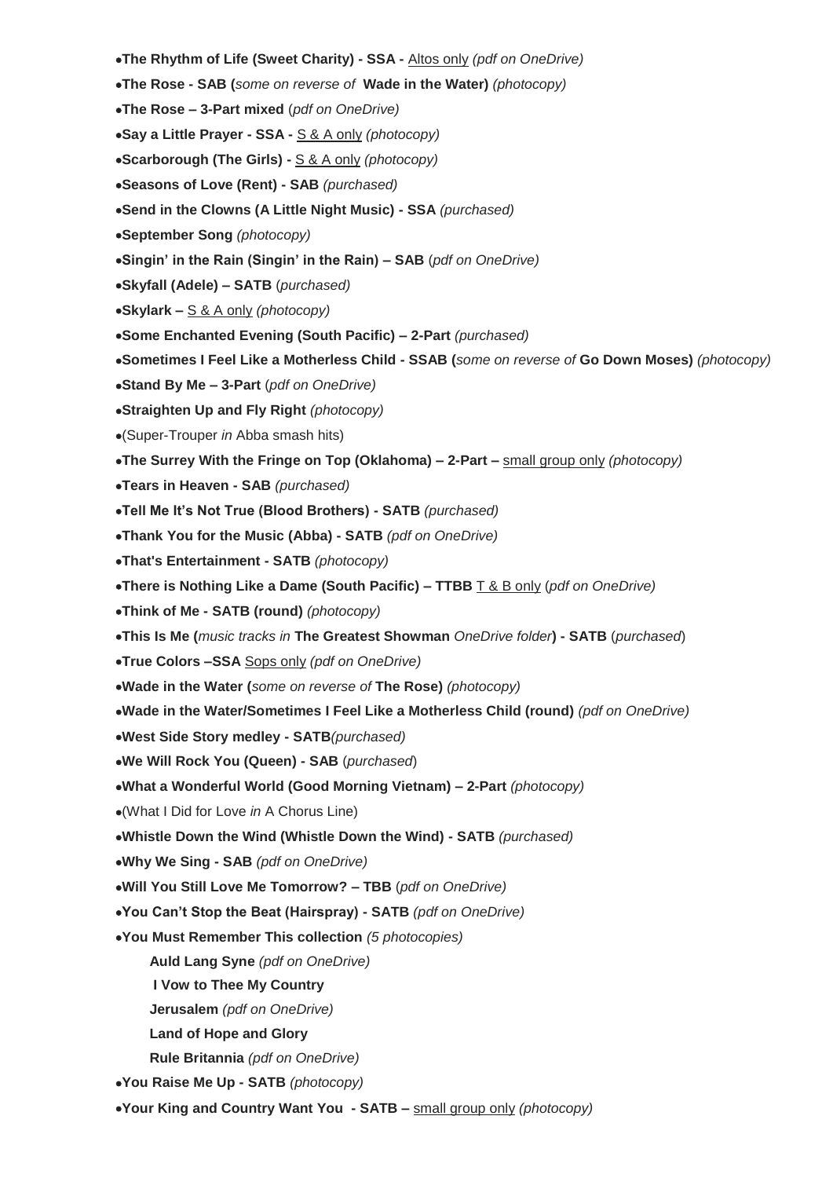- **The Rhythm of Life (Sweet Charity) - SSA -** Altos only *(pdf on OneDrive)*
- **The Rose - SAB (***some on reverse of* **Wade in the Water)** *(photocopy)*
- **The Rose – 3-Part mixed** (*pdf on OneDrive)*
- **Say a Little Prayer - SSA -** S & A only *(photocopy)*
- **Scarborough (The Girls) -** S & A only *(photocopy)*
- **Seasons of Love (Rent) - SAB** *(purchased)*
- **Send in the Clowns (A Little Night Music) - SSA** *(purchased)*
- **September Song** *(photocopy)*
- **Singin' in the Rain (Singin' in the Rain) – SAB** (*pdf on OneDrive)*
- **Skyfall (Adele) – SATB** (*purchased)*
- **Skylark –** S & A only *(photocopy)*
- **Some Enchanted Evening (South Pacific) – 2-Part** *(purchased)*
- **Sometimes I Feel Like a Motherless Child - SSAB (***some on reverse of* **Go Down Moses)** *(photocopy)*
- **Stand By Me – 3-Part** (*pdf on OneDrive)*
- **Straighten Up and Fly Right** *(photocopy)*
- (Super-Trouper *in* Abba smash hits)
- **The Surrey With the Fringe on Top (Oklahoma) – 2-Part –** small group only *(photocopy)*
- **Tears in Heaven - SAB** *(purchased)*
- **Tell Me It's Not True (Blood Brothers) - SATB** *(purchased)*
- **Thank You for the Music (Abba) - SATB** *(pdf on OneDrive)*
- **That's Entertainment - SATB** *(photocopy)*
- **There is Nothing Like a Dame (South Pacific) – TTBB** T & B only (*pdf on OneDrive)*
- **Think of Me - SATB (round)** *(photocopy)*
- **This Is Me (***music tracks in* **The Greatest Showman** *OneDrive folder***) - SATB** (*purchased*)
- **True Colors –SSA** Sops only *(pdf on OneDrive)*
- **Wade in the Water (***some on reverse of* **The Rose)** *(photocopy)*
- **Wade in the Water/Sometimes I Feel Like a Motherless Child (round)** *(pdf on OneDrive)*
- **West Side Story medley - SATB***(purchased)*
- **We Will Rock You (Queen) - SAB** (*purchased*)
- **What a Wonderful World (Good Morning Vietnam) – 2-Part** *(photocopy)*
- (What I Did for Love *in* A Chorus Line)
- **Whistle Down the Wind (Whistle Down the Wind) - SATB** *(purchased)*
- **Why We Sing - SAB** *(pdf on OneDrive)*
- **Will You Still Love Me Tomorrow? – TBB** (*pdf on OneDrive)*
- **You Can't Stop the Beat (Hairspray) - SATB** *(pdf on OneDrive)*
- **You Must Remember This collection** *(5 photocopies)*
  - **Auld Lang Syne** *(pdf on OneDrive)*
  - **I Vow to Thee My Country**
  - **Jerusalem** *(pdf on OneDrive)*
  - **Land of Hope and Glory**
  - **Rule Britannia** *(pdf on OneDrive)*
- **You Raise Me Up - SATB** *(photocopy)*
- **Your King and Country Want You - SATB –** small group only *(photocopy)*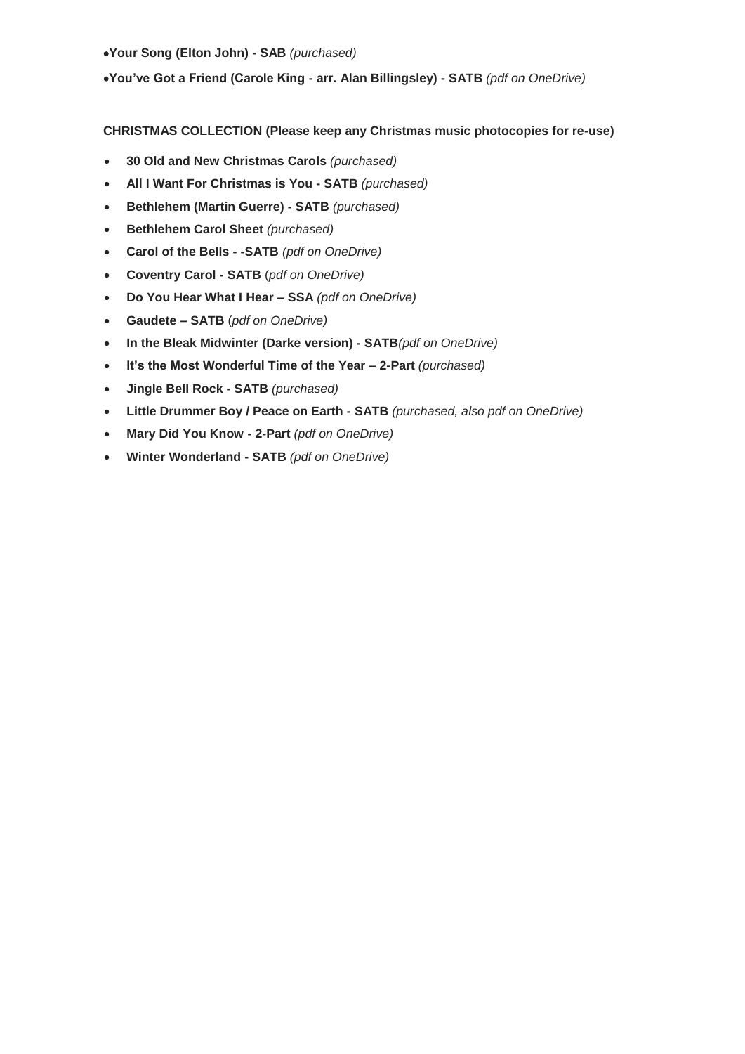- **Your Song (Elton John) - SAB** *(purchased)*
- **You've Got a Friend (Carole King - arr. Alan Billingsley) - SATB** *(pdf on OneDrive)*

**CHRISTMAS COLLECTION (Please keep any Christmas music photocopies for re-use)**

- **30 Old and New Christmas Carols** *(purchased)*
- **All I Want For Christmas is You - SATB** *(purchased)*
- **Bethlehem (Martin Guerre) - SATB** *(purchased)*
- **Bethlehem Carol Sheet** *(purchased)*
- **Carol of the Bells - -SATB** *(pdf on OneDrive)*
- **Coventry Carol - SATB** (*pdf on OneDrive)*
- **Do You Hear What I Hear – SSA** *(pdf on OneDrive)*
- **Gaudete – SATB** (*pdf on OneDrive)*
- **In the Bleak Midwinter (Darke version) - SATB***(pdf on OneDrive)*
- **It's the Most Wonderful Time of the Year – 2-Part** *(purchased)*
- **Jingle Bell Rock - SATB** *(purchased)*
- **Little Drummer Boy / Peace on Earth - SATB** *(purchased, also pdf on OneDrive)*
- **Mary Did You Know - 2-Part** *(pdf on OneDrive)*
- **Winter Wonderland - SATB** *(pdf on OneDrive)*